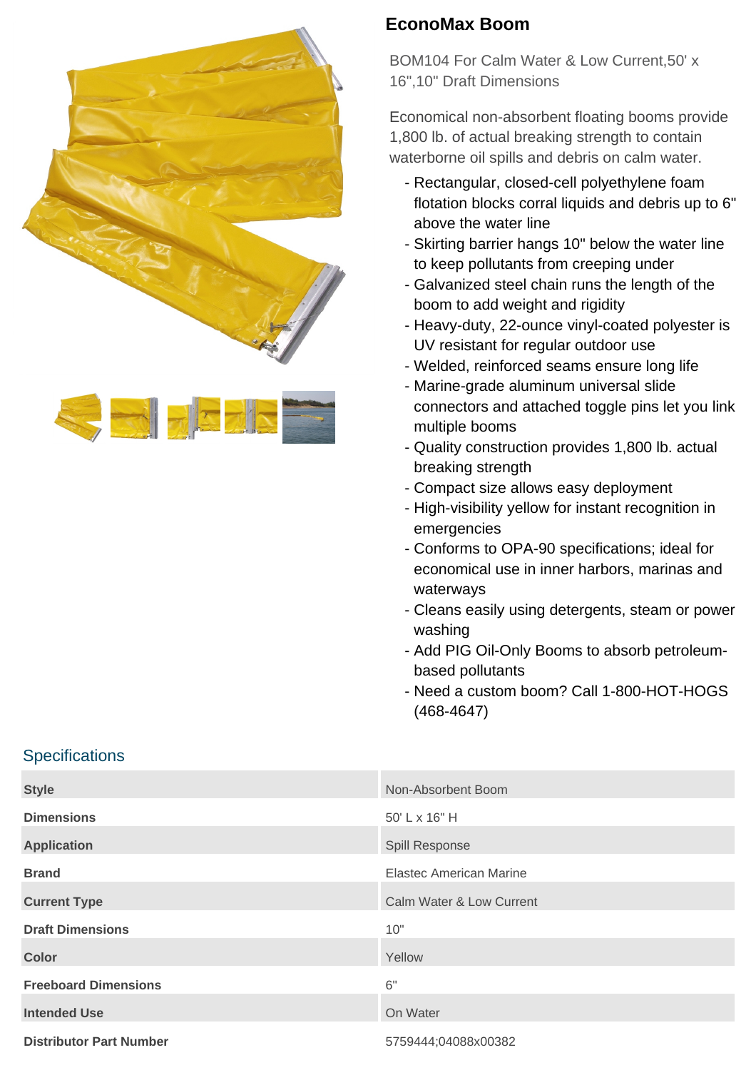# EconoMax Boom

BOM104 For Calm Water & Low Current,50' x 16",10" Draft Dimensions

Economical non-absorbent floating booms provide 1,800 lb. of actual breaking strength to contain waterborne oil spills and debris on calm water.

- Rectangular, closed-cell polyethylene foam flotation blocks corral liquids and debris up to 6" above the water line
- Skirting barrier hangs 10" below the water line to keep pollutants from creeping under
- Galvanized steel chain runs the length of the boom to add weight and rigidity
- Heavy-duty, 22-ounce vinyl-coated polyester is UV resistant for regular outdoor use
- Welded, reinforced seams ensure long life
- Marine-grade aluminum universal slide connectors and attached toggle pins let you link multiple booms
- Quality construction provides 1,800 lb. actual breaking strength
- Compact size allows easy deployment
- High-visibility yellow for instant recognition in emergencies
- Conforms to OPA-90 specifications; ideal for economical use in inner harbors, marinas and waterways
- Cleans easily using detergents, steam or power washing
- Add PIG Oil-Only Booms to absorb petroleum-based pollutants
- Need a custom boom? Call 1-800-HOT-HOGS (468-4647)

## Specifications

| | |
|---|---|
| **Style** | Non-Absorbent Boom |
| **Dimensions** | 50' L x 16" H |
| **Application** | Spill Response |
| **Brand** | Elastec American Marine |
| **Current Type** | Calm Water & Low Current |
| **Draft Dimensions** | 10" |
| **Color** | Yellow |
| **Freeboard Dimensions** | 6" |
| **Intended Use** | On Water |
| **Distributor Part Number** | 5759444;04088x00382 |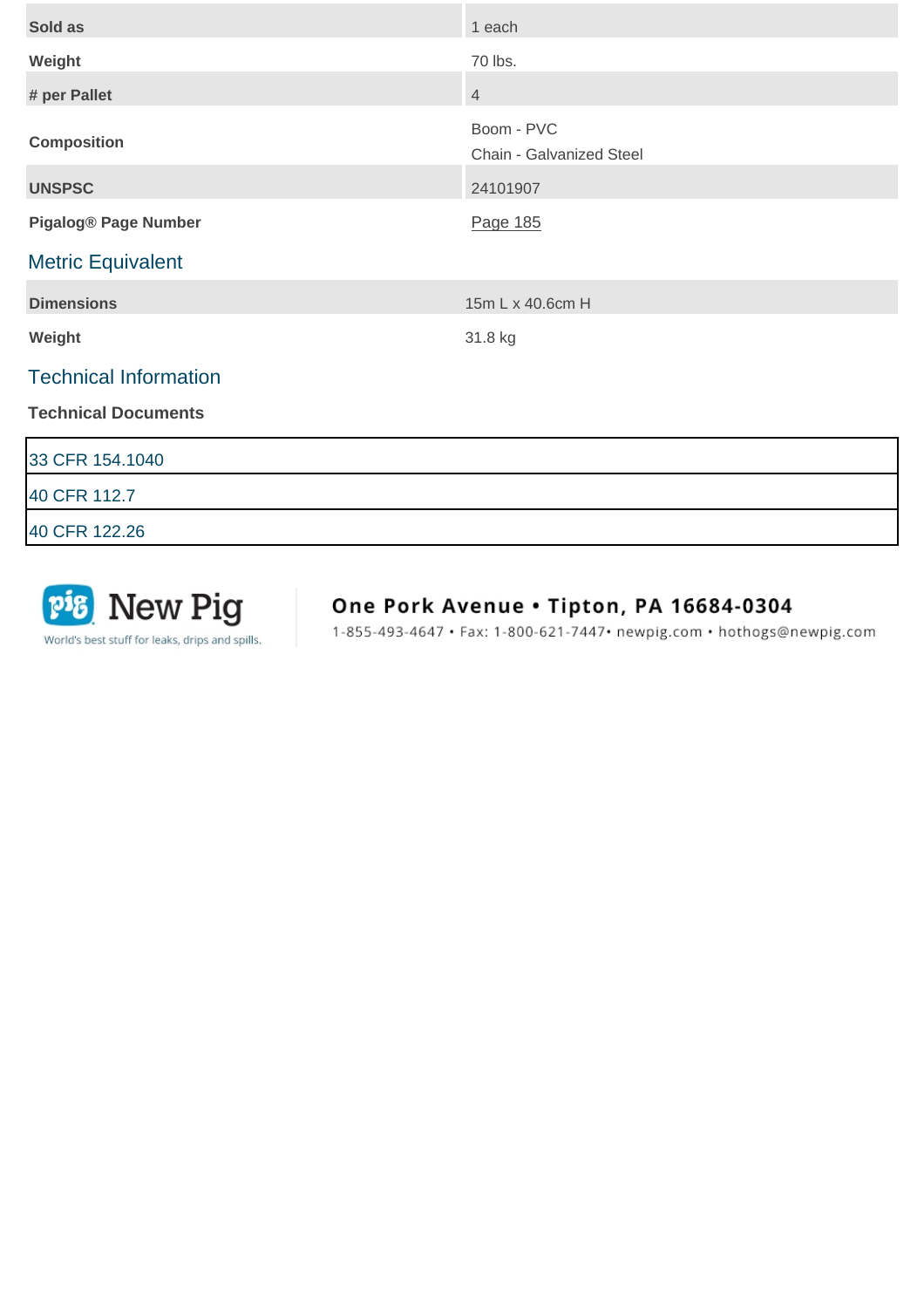| | |
|---|---|
| **Sold as** | 1 each |
| **Weight** | 70 lbs. |
| **# per Pallet** | 4 |
| **Composition** | Boom - PVC<br>Chain - Galvanized Steel |
| **UNSPSC** | 24101907 |
| **Pigalog® Page Number** | Page 185 |

## Metric Equivalent

| | |
|---|---|
| **Dimensions** | 15m L x 40.6cm H |
| **Weight** | 31.8 kg |

## Technical Information

**Technical Documents**

| |
|---|
| 33 CFR 154.1040 |
| 40 CFR 112.7 |
| 40 CFR 122.26 |

New Pig
World's best stuff for leaks, drips and spills.

**One Pork Avenue • Tipton, PA 16684-0304**
1-855-493-4647 • Fax: 1-800-621-7447• newpig.com • hothogs@newpig.com